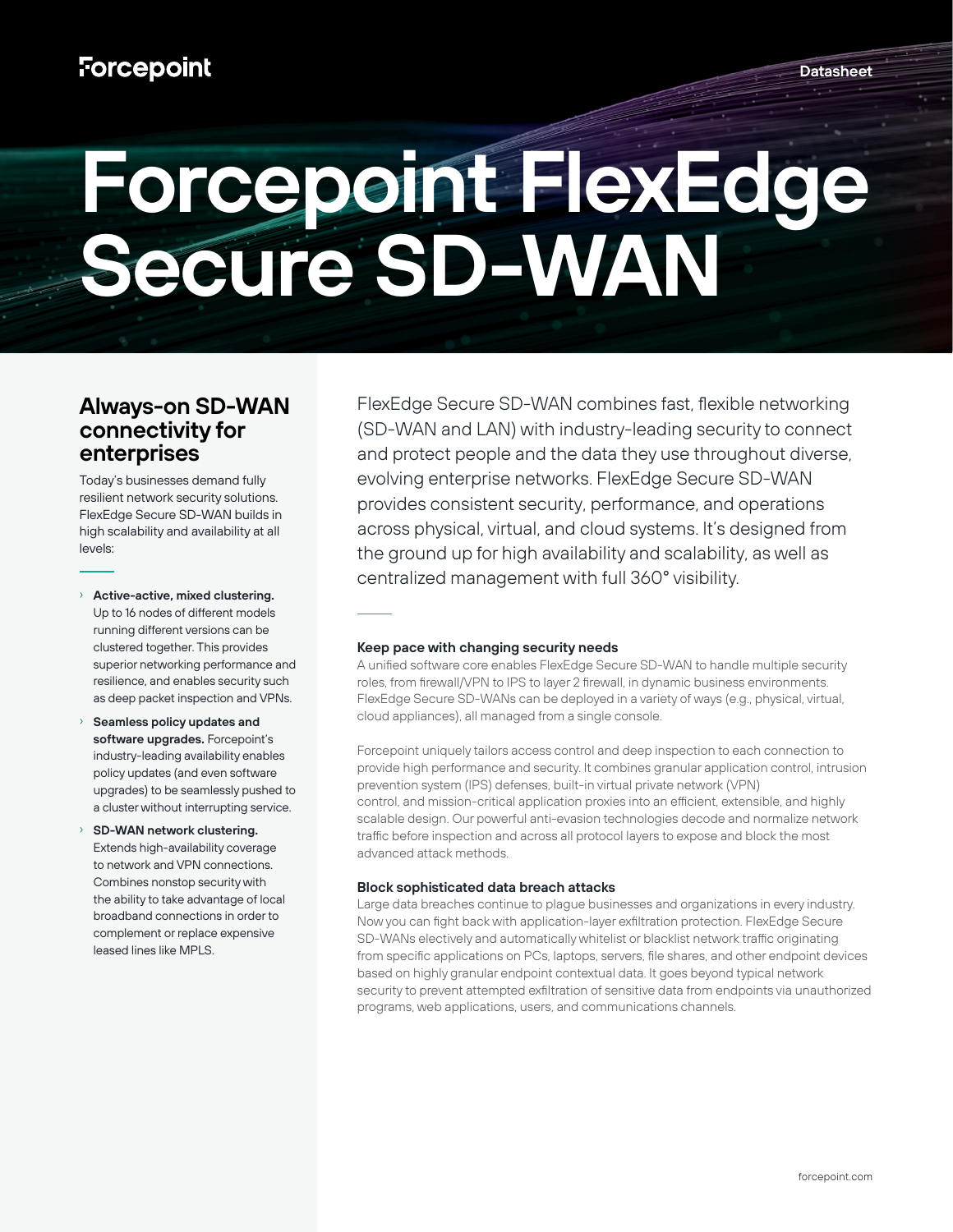# Forcepoint FlexEdge Secure SD-WAN

Datasheet

## Always-on SD-WAN connectivity for enterprises

Today's businesses demand fully resilient network security solutions. FlexEdge Secure SD-WAN builds in high scalability and availability at all levels:

- **Active-active, mixed clustering.** Up to 16 nodes of different models running different versions can be clustered together. This provides superior networking performance and resilience, and enables security such as deep packet inspection and VPNs.
- **Seamless policy updates and software upgrades.** Forcepoint's industry-leading availability enables policy updates (and even software upgrades) to be seamlessly pushed to a cluster without interrupting service.
- **SD-WAN network clustering.** Extends high-availability coverage to network and VPN connections. Combines nonstop security with the ability to take advantage of local broadband connections in order to complement or replace expensive leased lines like MPLS.

FlexEdge Secure SD-WAN combines fast, flexible networking (SD-WAN and LAN) with industry-leading security to connect and protect people and the data they use throughout diverse, evolving enterprise networks. FlexEdge Secure SD-WAN provides consistent security, performance, and operations across physical, virtual, and cloud systems. It's designed from the ground up for high availability and scalability, as well as centralized management with full 360° visibility.

### Keep pace with changing security needs

A unified software core enables FlexEdge Secure SD-WAN to handle multiple security roles, from firewall/VPN to IPS to layer 2 firewall, in dynamic business environments. FlexEdge Secure SD-WANs can be deployed in a variety of ways (e.g., physical, virtual, cloud appliances), all managed from a single console.

Forcepoint uniquely tailors access control and deep inspection to each connection to provide high performance and security. It combines granular application control, intrusion prevention system (IPS) defenses, built-in virtual private network (VPN) control, and mission-critical application proxies into an efficient, extensible, and highly scalable design. Our powerful anti-evasion technologies decode and normalize network traffic before inspection and across all protocol layers to expose and block the most advanced attack methods.

### Block sophisticated data breach attacks

Large data breaches continue to plague businesses and organizations in every industry. Now you can fight back with application-layer exfiltration protection. FlexEdge Secure SD-WANs electively and automatically whitelist or blacklist network traffic originating from specific applications on PCs, laptops, servers, file shares, and other endpoint devices based on highly granular endpoint contextual data. It goes beyond typical network security to prevent attempted exfiltration of sensitive data from endpoints via unauthorized programs, web applications, users, and communications channels.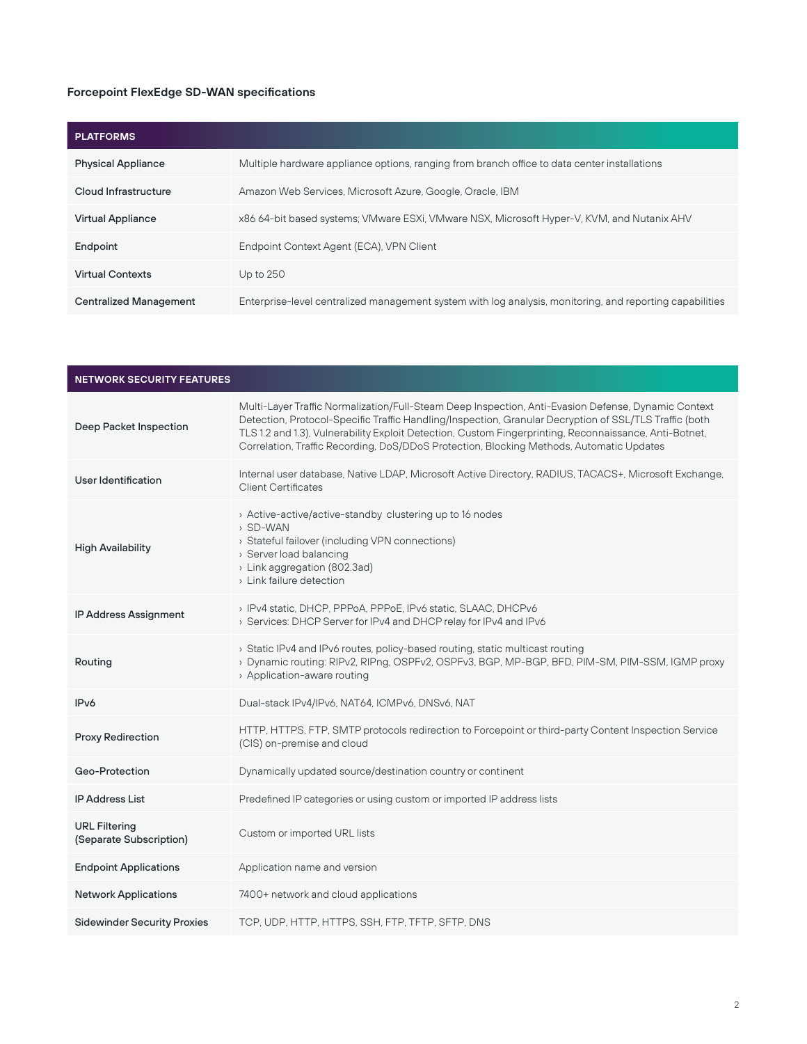### Forcepoint FlexEdge SD-WAN specifications

| PLATFORMS | |
|---|---|
| **Physical Appliance** | Multiple hardware appliance options, ranging from branch office to data center installations |
| **Cloud Infrastructure** | Amazon Web Services, Microsoft Azure, Google, Oracle, IBM |
| **Virtual Appliance** | x86 64-bit based systems; VMware ESXi, VMware NSX, Microsoft Hyper-V, KVM, and Nutanix AHV |
| **Endpoint** | Endpoint Context Agent (ECA), VPN Client |
| **Virtual Contexts** | Up to 250 |
| **Centralized Management** | Enterprise-level centralized management system with log analysis, monitoring, and reporting capabilities |

| NETWORK SECURITY FEATURES | |
|---|---|
| **Deep Packet Inspection** | Multi-Layer Traffic Normalization/Full-Steam Deep Inspection, Anti-Evasion Defense, Dynamic Context Detection, Protocol-Specific Traffic Handling/Inspection, Granular Decryption of SSL/TLS Traffic (both TLS 1.2 and 1.3), Vulnerability Exploit Detection, Custom Fingerprinting, Reconnaissance, Anti-Botnet, Correlation, Traffic Recording, DoS/DDoS Protection, Blocking Methods, Automatic Updates |
| **User Identification** | Internal user database, Native LDAP, Microsoft Active Directory, RADIUS, TACACS+, Microsoft Exchange, Client Certificates |
| **High Availability** | › Active-active/active-standby clustering up to 16 nodes<br>› SD-WAN<br>› Stateful failover (including VPN connections)<br>› Server load balancing<br>› Link aggregation (802.3ad)<br>› Link failure detection |
| **IP Address Assignment** | › IPv4 static, DHCP, PPPoA, PPPoE, IPv6 static, SLAAC, DHCPv6<br>› Services: DHCP Server for IPv4 and DHCP relay for IPv4 and IPv6 |
| **Routing** | › Static IPv4 and IPv6 routes, policy-based routing, static multicast routing<br>› Dynamic routing: RIPv2, RIPng, OSPFv2, OSPFv3, BGP, MP-BGP, BFD, PIM-SM, PIM-SSM, IGMP proxy<br>› Application-aware routing |
| **IPv6** | Dual-stack IPv4/IPv6, NAT64, ICMPv6, DNSv6, NAT |
| **Proxy Redirection** | HTTP, HTTPS, FTP, SMTP protocols redirection to Forcepoint or third-party Content Inspection Service (CIS) on-premise and cloud |
| **Geo-Protection** | Dynamically updated source/destination country or continent |
| **IP Address List** | Predefined IP categories or using custom or imported IP address lists |
| **URL Filtering (Separate Subscription)** | Custom or imported URL lists |
| **Endpoint Applications** | Application name and version |
| **Network Applications** | 7400+ network and cloud applications |
| **Sidewinder Security Proxies** | TCP, UDP, HTTP, HTTPS, SSH, FTP, TFTP, SFTP, DNS |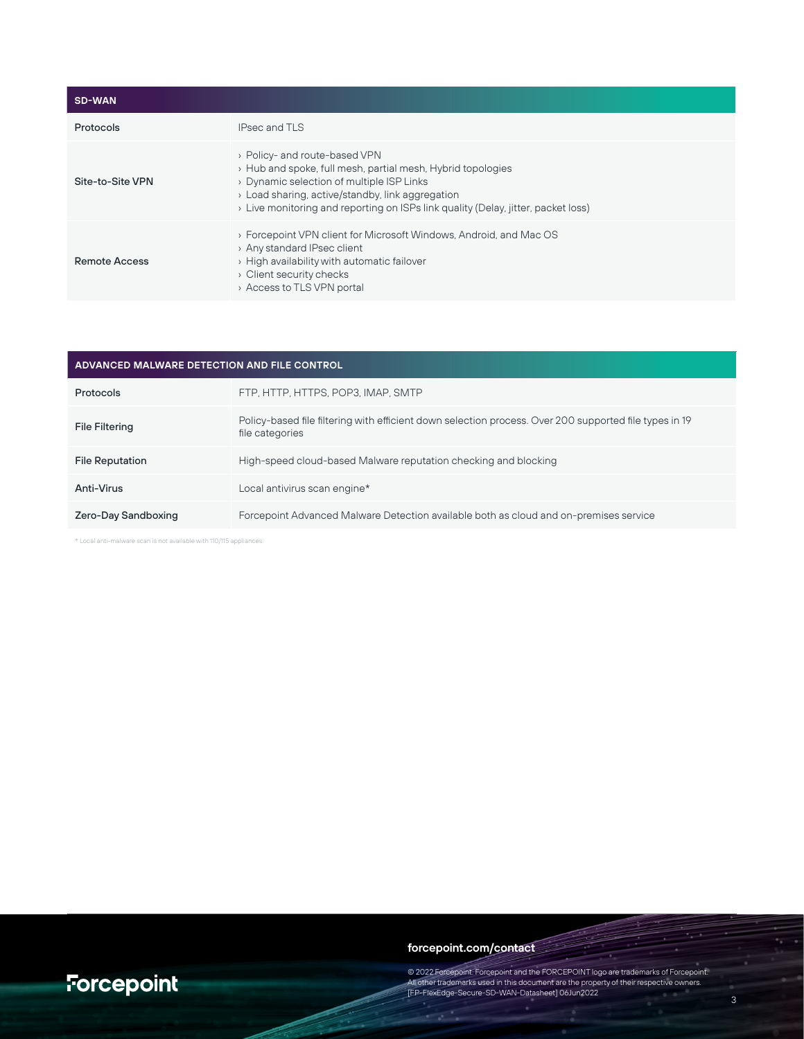| SD-WAN | |
|---|---|
| Protocols | IPsec and TLS |
| Site-to-Site VPN | › Policy- and route-based VPN<br>› Hub and spoke, full mesh, partial mesh, Hybrid topologies<br>› Dynamic selection of multiple ISP Links<br>› Load sharing, active/standby, link aggregation<br>› Live monitoring and reporting on ISPs link quality (Delay, jitter, packet loss) |
| Remote Access | › Forcepoint VPN client for Microsoft Windows, Android, and Mac OS<br>› Any standard IPsec client<br>› High availability with automatic failover<br>› Client security checks<br>› Access to TLS VPN portal |

| ADVANCED MALWARE DETECTION AND FILE CONTROL | |
|---|---|
| Protocols | FTP, HTTP, HTTPS, POP3, IMAP, SMTP |
| File Filtering | Policy-based file filtering with efficient down selection process. Over 200 supported file types in 19 file categories |
| File Reputation | High-speed cloud-based Malware reputation checking and blocking |
| Anti-Virus | Local antivirus scan engine* |
| Zero-Day Sandboxing | Forcepoint Advanced Malware Detection available both as cloud and on-premises service |

* Local anti-malware scan is not available with 110/115 appliances.

**forcepoint.com/contact**

© 2022 Forcepoint. Forcepoint and the FORCEPOINT logo are trademarks of Forcepoint. All other trademarks used in this document are the property of their respective owners. [FP-FlexEdge-Secure-SD-WAN-Datasheet] 06Jun2022